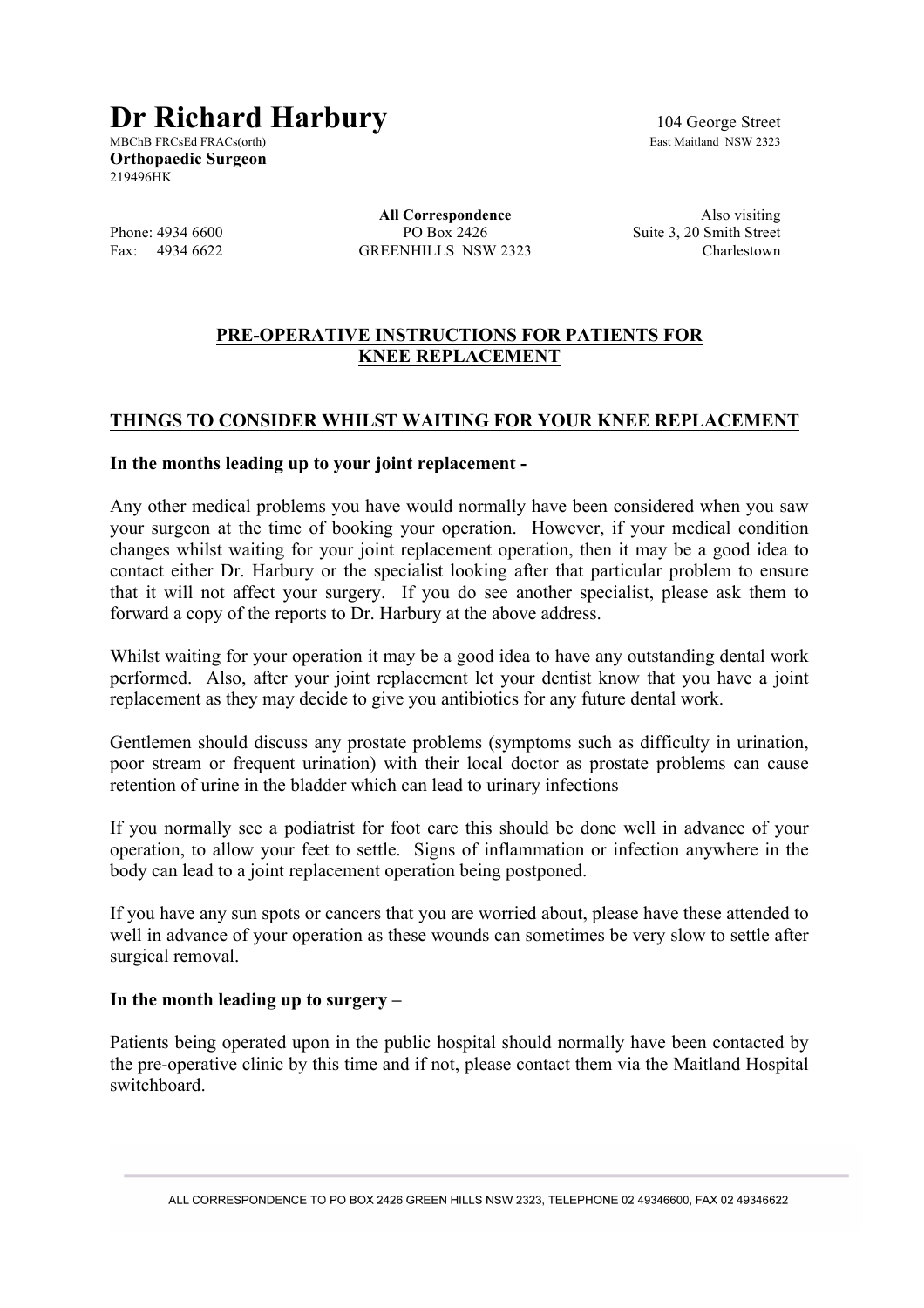# Dr Richard Harbury

MBChB FRCsEd FRACs(orth)
**Orthopaedic Surgeon**
219496HK

104 George Street
East Maitland NSW 2323

Phone: 4934 6600
Fax: 4934 6622

**All Correspondence**
PO Box 2426
GREENHILLS NSW 2323

Also visiting
Suite 3, 20 Smith Street
Charlestown

## PRE-OPERATIVE INSTRUCTIONS FOR PATIENTS FOR KNEE REPLACEMENT

### THINGS TO CONSIDER WHILST WAITING FOR YOUR KNEE REPLACEMENT

**In the months leading up to your joint replacement -**

Any other medical problems you have would normally have been considered when you saw your surgeon at the time of booking your operation. However, if your medical condition changes whilst waiting for your joint replacement operation, then it may be a good idea to contact either Dr. Harbury or the specialist looking after that particular problem to ensure that it will not affect your surgery. If you do see another specialist, please ask them to forward a copy of the reports to Dr. Harbury at the above address.

Whilst waiting for your operation it may be a good idea to have any outstanding dental work performed. Also, after your joint replacement let your dentist know that you have a joint replacement as they may decide to give you antibiotics for any future dental work.

Gentlemen should discuss any prostate problems (symptoms such as difficulty in urination, poor stream or frequent urination) with their local doctor as prostate problems can cause retention of urine in the bladder which can lead to urinary infections

If you normally see a podiatrist for foot care this should be done well in advance of your operation, to allow your feet to settle. Signs of inflammation or infection anywhere in the body can lead to a joint replacement operation being postponed.

If you have any sun spots or cancers that you are worried about, please have these attended to well in advance of your operation as these wounds can sometimes be very slow to settle after surgical removal.

**In the month leading up to surgery –**

Patients being operated upon in the public hospital should normally have been contacted by the pre-operative clinic by this time and if not, please contact them via the Maitland Hospital switchboard.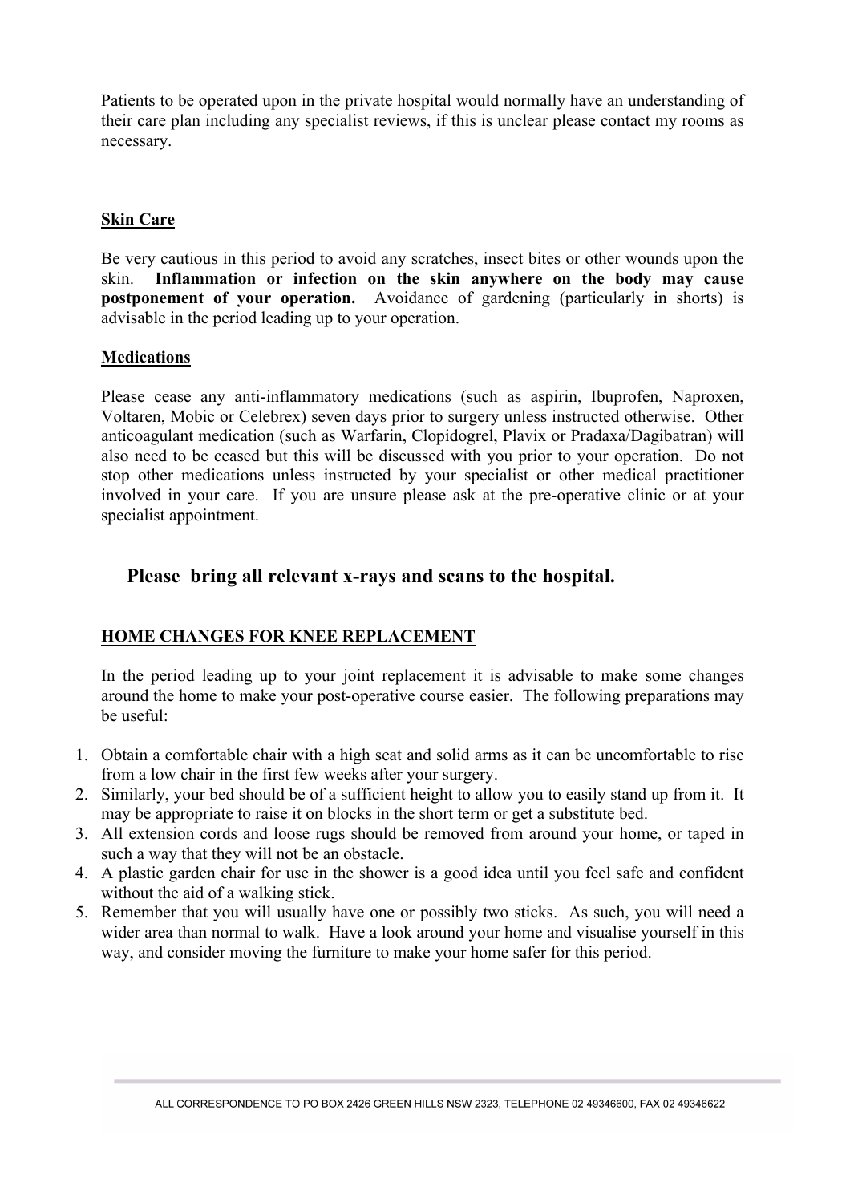Patients to be operated upon in the private hospital would normally have an understanding of their care plan including any specialist reviews, if this is unclear please contact my rooms as necessary.

## Skin Care

Be very cautious in this period to avoid any scratches, insect bites or other wounds upon the skin. **Inflammation or infection on the skin anywhere on the body may cause postponement of your operation.** Avoidance of gardening (particularly in shorts) is advisable in the period leading up to your operation.

## Medications

Please cease any anti-inflammatory medications (such as aspirin, Ibuprofen, Naproxen, Voltaren, Mobic or Celebrex) seven days prior to surgery unless instructed otherwise. Other anticoagulant medication (such as Warfarin, Clopidogrel, Plavix or Pradaxa/Dagibatran) will also need to be ceased but this will be discussed with you prior to your operation. Do not stop other medications unless instructed by your specialist or other medical practitioner involved in your care. If you are unsure please ask at the pre-operative clinic or at your specialist appointment.

**Please bring all relevant x-rays and scans to the hospital.**

## HOME CHANGES FOR KNEE REPLACEMENT

In the period leading up to your joint replacement it is advisable to make some changes around the home to make your post-operative course easier. The following preparations may be useful:

1. Obtain a comfortable chair with a high seat and solid arms as it can be uncomfortable to rise from a low chair in the first few weeks after your surgery.
2. Similarly, your bed should be of a sufficient height to allow you to easily stand up from it. It may be appropriate to raise it on blocks in the short term or get a substitute bed.
3. All extension cords and loose rugs should be removed from around your home, or taped in such a way that they will not be an obstacle.
4. A plastic garden chair for use in the shower is a good idea until you feel safe and confident without the aid of a walking stick.
5. Remember that you will usually have one or possibly two sticks. As such, you will need a wider area than normal to walk. Have a look around your home and visualise yourself in this way, and consider moving the furniture to make your home safer for this period.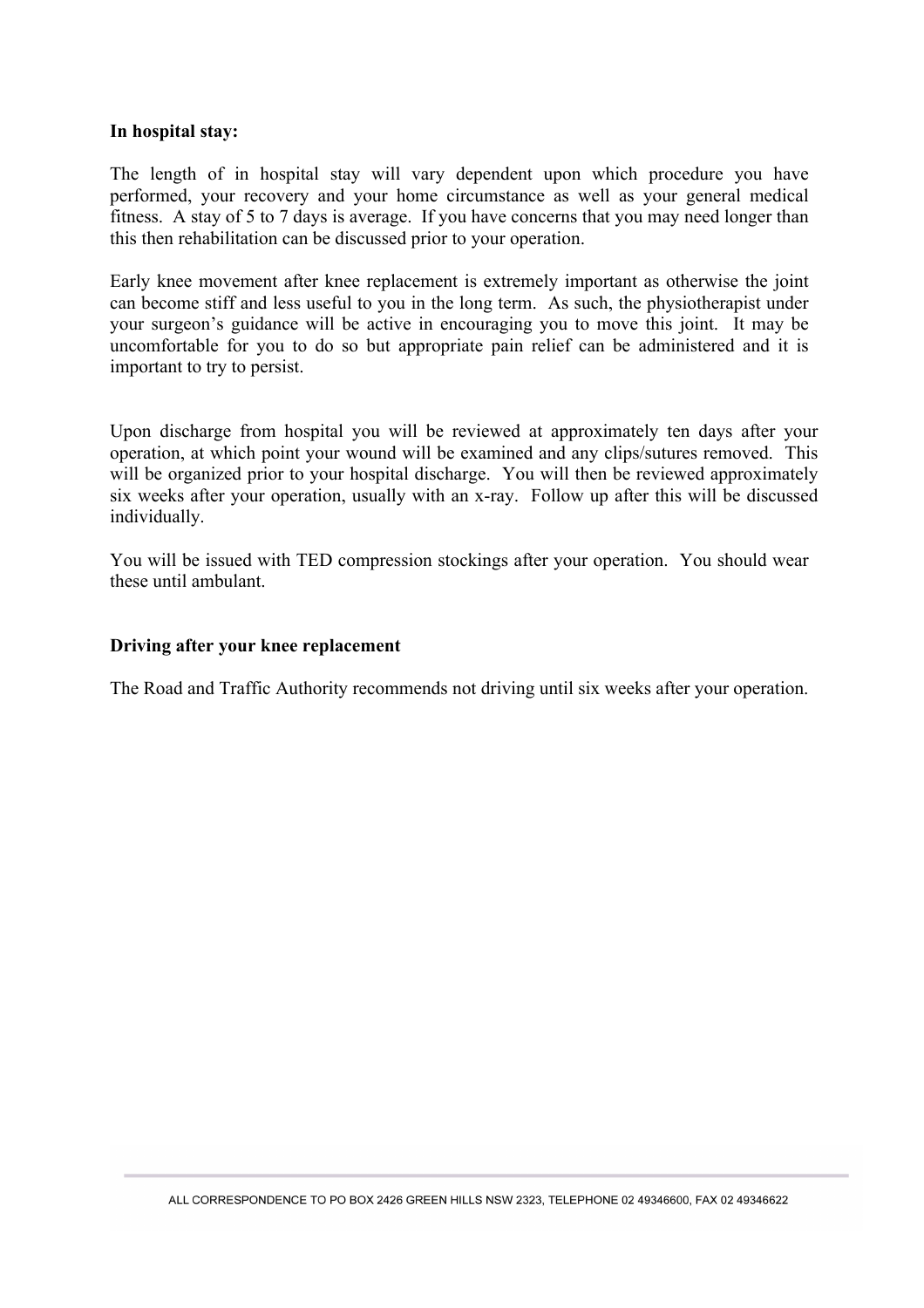**In hospital stay:**

The length of in hospital stay will vary dependent upon which procedure you have performed, your recovery and your home circumstance as well as your general medical fitness. A stay of 5 to 7 days is average. If you have concerns that you may need longer than this then rehabilitation can be discussed prior to your operation.

Early knee movement after knee replacement is extremely important as otherwise the joint can become stiff and less useful to you in the long term. As such, the physiotherapist under your surgeon's guidance will be active in encouraging you to move this joint. It may be uncomfortable for you to do so but appropriate pain relief can be administered and it is important to try to persist.

Upon discharge from hospital you will be reviewed at approximately ten days after your operation, at which point your wound will be examined and any clips/sutures removed. This will be organized prior to your hospital discharge. You will then be reviewed approximately six weeks after your operation, usually with an x-ray. Follow up after this will be discussed individually.

You will be issued with TED compression stockings after your operation. You should wear these until ambulant.

**Driving after your knee replacement**

The Road and Traffic Authority recommends not driving until six weeks after your operation.

ALL CORRESPONDENCE TO PO BOX 2426 GREEN HILLS NSW 2323, TELEPHONE 02 49346600, FAX 02 49346622